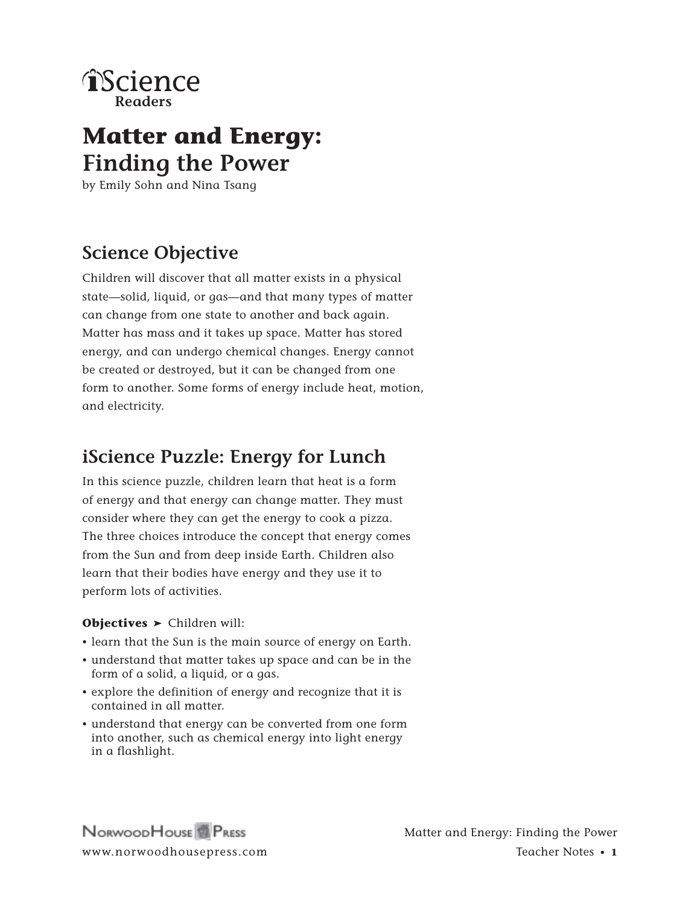iScience
Readers

# Matter and Energy: Finding the Power

by Emily Sohn and Nina Tsang

## Science Objective

Children will discover that all matter exists in a physical state—solid, liquid, or gas—and that many types of matter can change from one state to another and back again. Matter has mass and it takes up space. Matter has stored energy, and can undergo chemical changes. Energy cannot be created or destroyed, but it can be changed from one form to another. Some forms of energy include heat, motion, and electricity.

## iScience Puzzle: Energy for Lunch

In this science puzzle, children learn that heat is a form of energy and that energy can change matter. They must consider where they can get the energy to cook a pizza. The three choices introduce the concept that energy comes from the Sun and from deep inside Earth. Children also learn that their bodies have energy and they use it to perform lots of activities.

**Objectives ➤** Children will:

- learn that the Sun is the main source of energy on Earth.
- understand that matter takes up space and can be in the form of a solid, a liquid, or a gas.
- explore the definition of energy and recognize that it is contained in all matter.
- understand that energy can be converted from one form into another, such as chemical energy into light energy in a flashlight.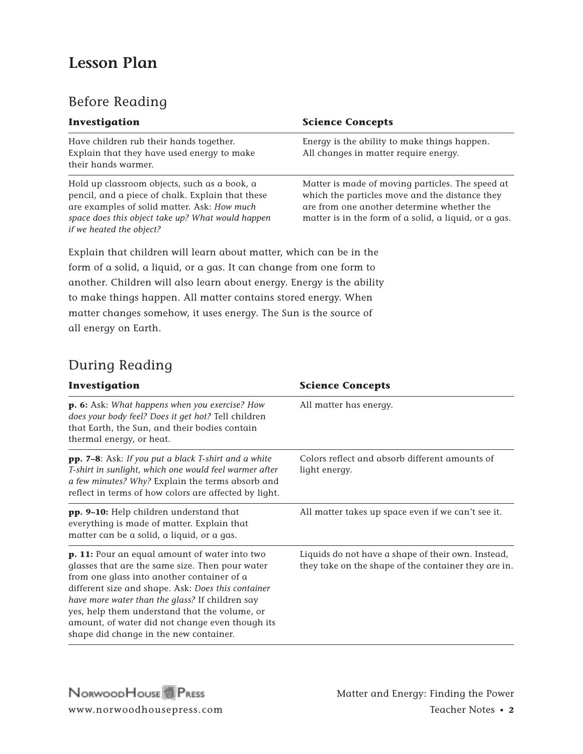# Lesson Plan

## Before Reading

| Investigation | Science Concepts |
|---|---|
| Have children rub their hands together. Explain that they have used energy to make their hands warmer. | Energy is the ability to make things happen. All changes in matter require energy. |
| Hold up classroom objects, such as a book, a pencil, and a piece of chalk. Explain that these are examples of solid matter. Ask: *How much space does this object take up? What would happen if we heated the object?* | Matter is made of moving particles. The speed at which the particles move and the distance they are from one another determine whether the matter is in the form of a solid, a liquid, or a gas. |

Explain that children will learn about matter, which can be in the form of a solid, a liquid, or a gas. It can change from one form to another. Children will also learn about energy. Energy is the ability to make things happen. All matter contains stored energy. When matter changes somehow, it uses energy. The Sun is the source of all energy on Earth.

## During Reading

| Investigation | Science Concepts |
|---|---|
| **p. 6:** Ask: *What happens when you exercise? How does your body feel? Does it get hot?* Tell children that Earth, the Sun, and their bodies contain thermal energy, or heat. | All matter has energy. |
| **pp. 7–8**: Ask: *If you put a black T-shirt and a white T-shirt in sunlight, which one would feel warmer after a few minutes? Why?* Explain the terms absorb and reflect in terms of how colors are affected by light. | Colors reflect and absorb different amounts of light energy. |
| **pp. 9–10:** Help children understand that everything is made of matter. Explain that matter can be a solid, a liquid, or a gas. | All matter takes up space even if we can't see it. |
| **p. 11:** Pour an equal amount of water into two glasses that are the same size. Then pour water from one glass into another container of a different size and shape. Ask: *Does this container have more water than the glass?* If children say yes, help them understand that the volume, or amount, of water did not change even though its shape did change in the new container. | Liquids do not have a shape of their own. Instead, they take on the shape of the container they are in. |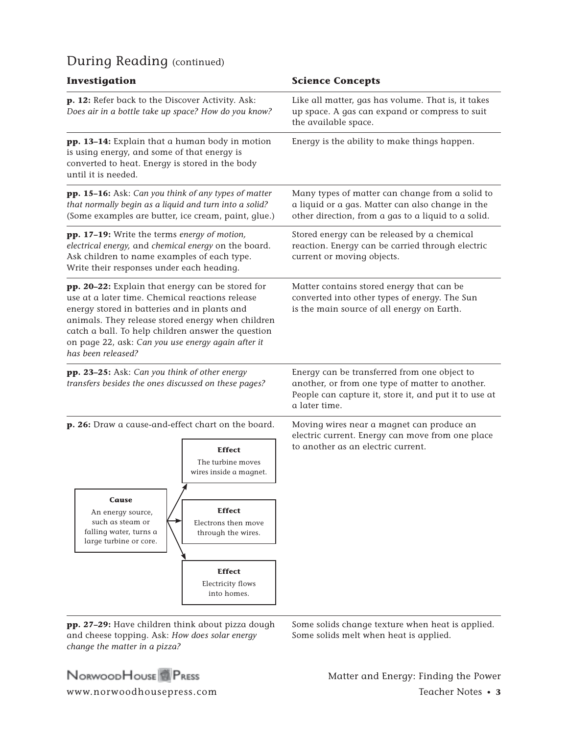## During Reading (continued)

| Investigation | Science Concepts |
|---|---|
| **p. 12:** Refer back to the Discover Activity. Ask: *Does air in a bottle take up space? How do you know?* | Like all matter, gas has volume. That is, it takes up space. A gas can expand or compress to suit the available space. |
| **pp. 13–14:** Explain that a human body in motion is using energy, and some of that energy is converted to heat. Energy is stored in the body until it is needed. | Energy is the ability to make things happen. |
| **pp. 15–16:** Ask: *Can you think of any types of matter that normally begin as a liquid and turn into a solid?* (Some examples are butter, ice cream, paint, glue.) | Many types of matter can change from a solid to a liquid or a gas. Matter can also change in the other direction, from a gas to a liquid to a solid. |
| **pp. 17–19:** Write the terms *energy of motion, electrical energy,* and *chemical energy* on the board. Ask children to name examples of each type. Write their responses under each heading. | Stored energy can be released by a chemical reaction. Energy can be carried through electric current or moving objects. |
| **pp. 20–22:** Explain that energy can be stored for use at a later time. Chemical reactions release energy stored in batteries and in plants and animals. They release stored energy when children catch a ball. To help children answer the question on page 22, ask: *Can you use energy again after it has been released?* | Matter contains stored energy that can be converted into other types of energy. The Sun is the main source of all energy on Earth. |
| **pp. 23–25:** Ask: *Can you think of other energy transfers besides the ones discussed on these pages?* | Energy can be transferred from one object to another, or from one type of matter to another. People can capture it, store it, and put it to use at a later time. |
| **p. 26:** Draw a cause-and-effect chart on the board.<br><br>**Cause:** An energy source, such as steam or falling water, turns a large turbine or core.<br>→ **Effect:** The turbine moves wires inside a magnet.<br>→ **Effect:** Electrons then move through the wires.<br>→ **Effect:** Electricity flows into homes. | Moving wires near a magnet can produce an electric current. Energy can move from one place to another as an electric current. |
| **pp. 27–29:** Have children think about pizza dough and cheese topping. Ask: *How does solar energy change the matter in a pizza?* | Some solids change texture when heat is applied. Some solids melt when heat is applied. |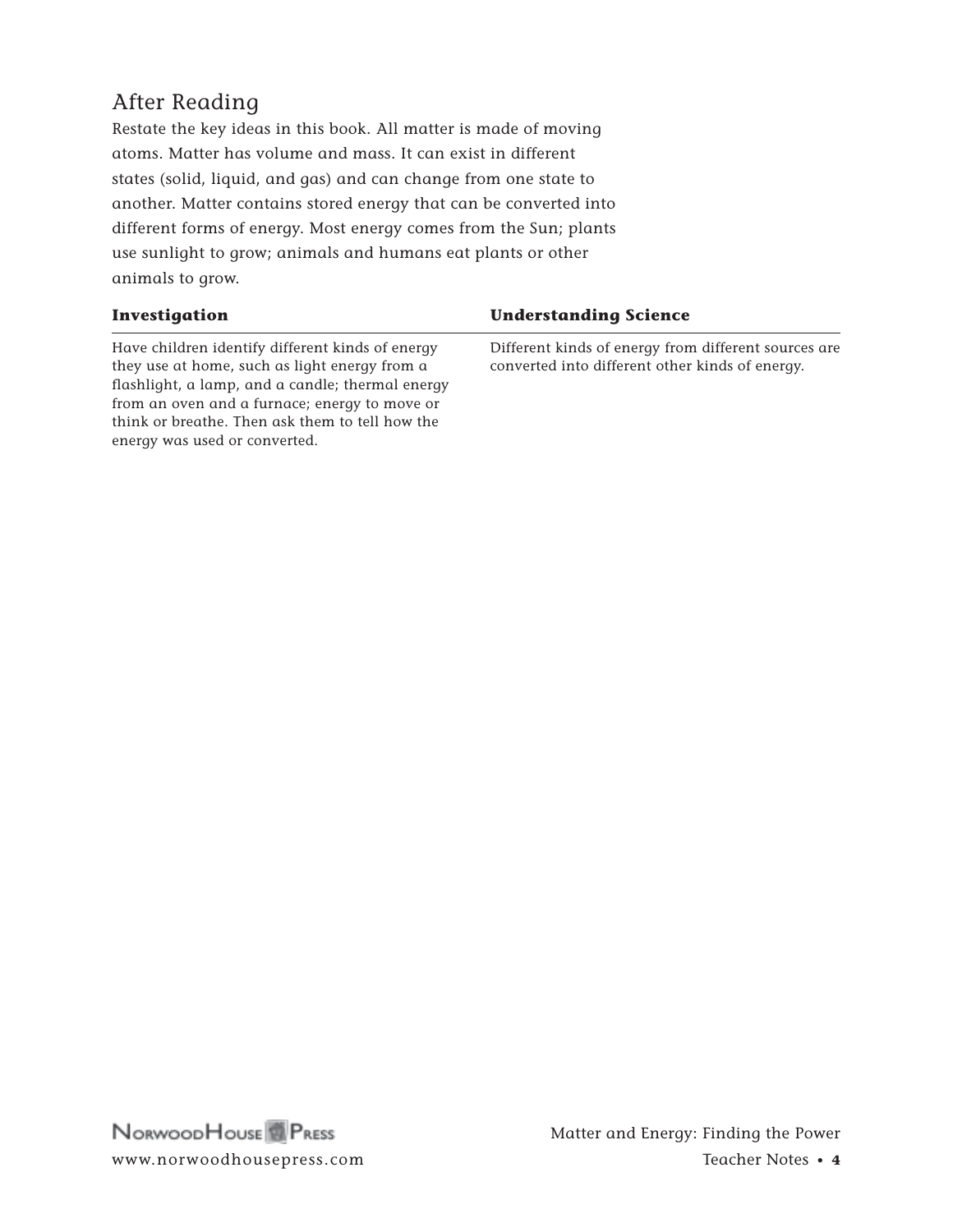## After Reading

Restate the key ideas in this book. All matter is made of moving atoms. Matter has volume and mass. It can exist in different states (solid, liquid, and gas) and can change from one state to another. Matter contains stored energy that can be converted into different forms of energy. Most energy comes from the Sun; plants use sunlight to grow; animals and humans eat plants or other animals to grow.

| Investigation | Understanding Science |
| --- | --- |
| Have children identify different kinds of energy they use at home, such as light energy from a flashlight, a lamp, and a candle; thermal energy from an oven and a furnace; energy to move or think or breathe. Then ask them to tell how the energy was used or converted. | Different kinds of energy from different sources are converted into different other kinds of energy. |